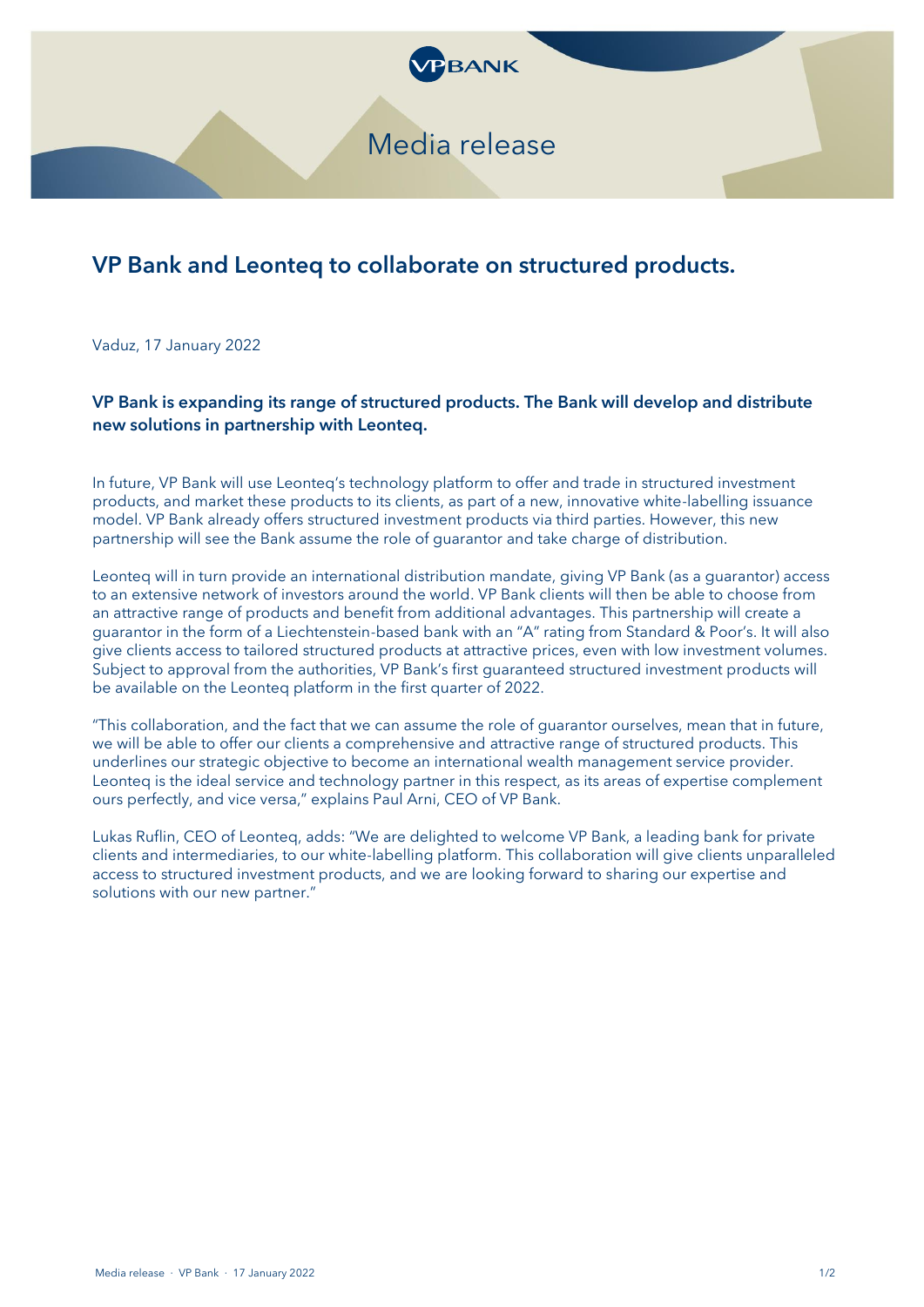Media release

# VP Bank and Leonteq to collaborate on structured products.

Vaduz, 17 January 2022

**VP Bank is expanding its range of structured products. The Bank will develop and distribute new solutions in partnership with Leonteq.**

In future, VP Bank will use Leonteq's technology platform to offer and trade in structured investment products, and market these products to its clients, as part of a new, innovative white-labelling issuance model. VP Bank already offers structured investment products via third parties. However, this new partnership will see the Bank assume the role of guarantor and take charge of distribution.

Leonteq will in turn provide an international distribution mandate, giving VP Bank (as a guarantor) access to an extensive network of investors around the world. VP Bank clients will then be able to choose from an attractive range of products and benefit from additional advantages. This partnership will create a guarantor in the form of a Liechtenstein-based bank with an "A" rating from Standard & Poor's. It will also give clients access to tailored structured products at attractive prices, even with low investment volumes. Subject to approval from the authorities, VP Bank's first guaranteed structured investment products will be available on the Leonteq platform in the first quarter of 2022.

"This collaboration, and the fact that we can assume the role of guarantor ourselves, mean that in future, we will be able to offer our clients a comprehensive and attractive range of structured products. This underlines our strategic objective to become an international wealth management service provider. Leonteq is the ideal service and technology partner in this respect, as its areas of expertise complement ours perfectly, and vice versa," explains Paul Arni, CEO of VP Bank.

Lukas Ruflin, CEO of Leonteq, adds: "We are delighted to welcome VP Bank, a leading bank for private clients and intermediaries, to our white-labelling platform. This collaboration will give clients unparalleled access to structured investment products, and we are looking forward to sharing our expertise and solutions with our new partner."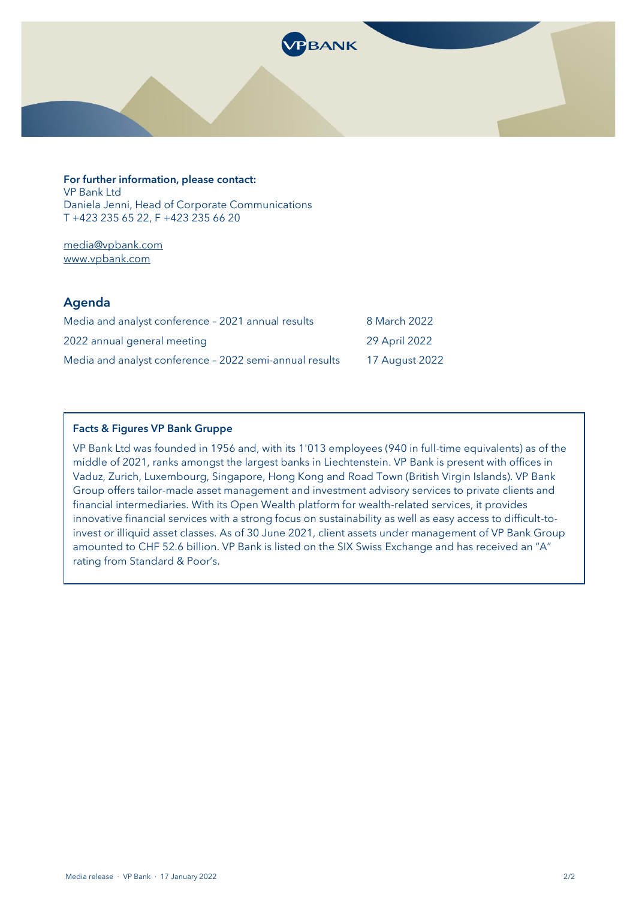**For further information, please contact:**
VP Bank Ltd
Daniela Jenni, Head of Corporate Communications
T +423 235 65 22, F +423 235 66 20

media@vpbank.com
www.vpbank.com

## Agenda

| | |
|---|---|
| Media and analyst conference – 2021 annual results | 8 March 2022 |
| 2022 annual general meeting | 29 April 2022 |
| Media and analyst conference – 2022 semi-annual results | 17 August 2022 |

**Facts & Figures VP Bank Gruppe**

VP Bank Ltd was founded in 1956 and, with its 1'013 employees (940 in full-time equivalents) as of the middle of 2021, ranks amongst the largest banks in Liechtenstein. VP Bank is present with offices in Vaduz, Zurich, Luxembourg, Singapore, Hong Kong and Road Town (British Virgin Islands). VP Bank Group offers tailor-made asset management and investment advisory services to private clients and financial intermediaries. With its Open Wealth platform for wealth-related services, it provides innovative financial services with a strong focus on sustainability as well as easy access to difficult-to-invest or illiquid asset classes. As of 30 June 2021, client assets under management of VP Bank Group amounted to CHF 52.6 billion. VP Bank is listed on the SIX Swiss Exchange and has received an "A" rating from Standard & Poor's.